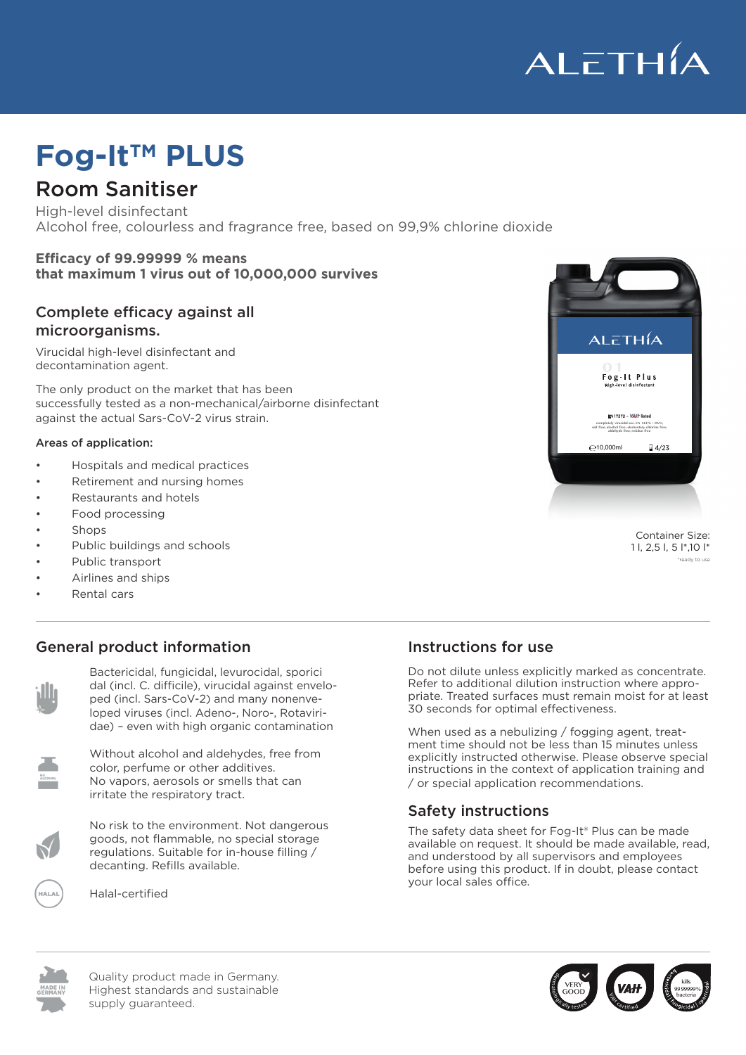ALETHIA

# Fog-It™ PLUS

## Room Sanitiser

High-level disinfectant
Alcohol free, colourless and fragrance free, based on 99,9% chlorine dioxide

**Efficacy of 99.99999 % means that maximum 1 virus out of 10,000,000 survives**

### Complete efficacy against all microorganisms.

Virucidal high-level disinfectant and decontamination agent.

The only product on the market that has been successfully tested as a non-mechanical/airborne disinfectant against the actual Sars-CoV-2 virus strain.

Areas of application:

- Hospitals and medical practices
- Retirement and nursing homes
- Restaurants and hotels
- Food processing
- Shops
- Public buildings and schools
- Public transport
- Airlines and ships
- Rental cars

Container Size:
1 l, 2,5 l, 5 l*,10 l*
*ready to use

### General product information

Bactericidal, fungicidal, levurocidal, sporicidal (incl. C. difficile), virucidal against enveloped (incl. Sars-CoV-2) and many nonenveloped viruses (incl. Adeno-, Noro-, Rotaviridae) – even with high organic contamination

Without alcohol and aldehydes, free from color, perfume or other additives.
No vapors, aerosols or smells that can irritate the respiratory tract.

No risk to the environment. Not dangerous goods, not flammable, no special storage regulations. Suitable for in-house filling / decanting. Refills available.

Halal-certified

### Instructions for use

Do not dilute unless explicitly marked as concentrate. Refer to additional dilution instruction where appropriate. Treated surfaces must remain moist for at least 30 seconds for optimal effectiveness.

When used as a nebulizing / fogging agent, treatment time should not be less than 15 minutes unless explicitly instructed otherwise. Please observe special instructions in the context of application training and / or special application recommendations.

### Safety instructions

The safety data sheet for Fog-It® Plus can be made available on request. It should be made available, read, and understood by all supervisors and employees before using this product. If in doubt, please contact your local sales office.

Quality product made in Germany.
Highest standards and sustainable supply guaranteed.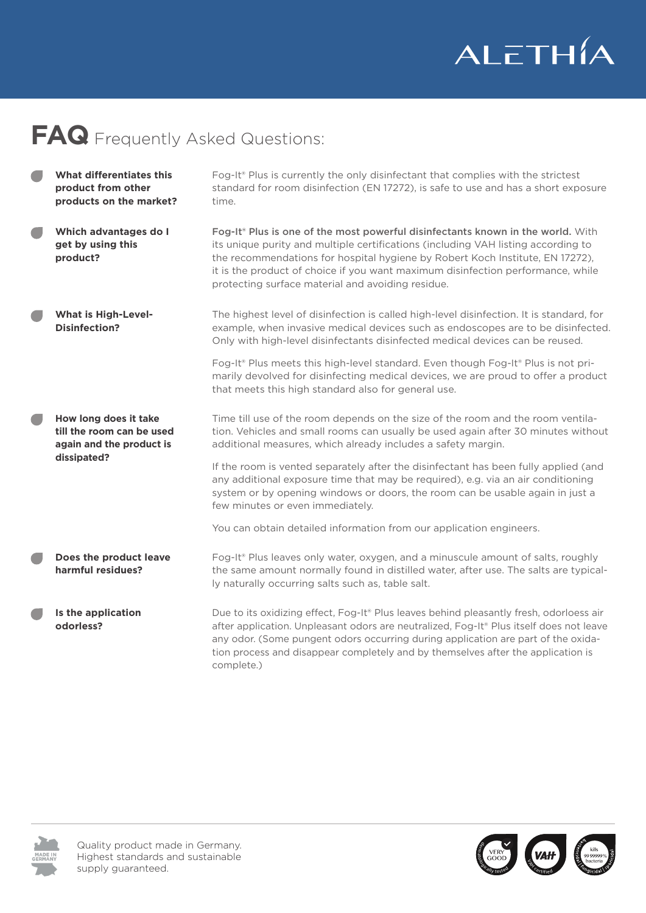# FAQ Frequently Asked Questions:

**What differentiates this product from other products on the market?**

Fog-It® Plus is currently the only disinfectant that complies with the strictest standard for room disinfection (EN 17272), is safe to use and has a short exposure time.

**Which advantages do I get by using this product?**

**Fog-It® Plus is one of the most powerful disinfectants known in the world.** With its unique purity and multiple certifications (including VAH listing according to the recommendations for hospital hygiene by Robert Koch Institute, EN 17272), it is the product of choice if you want maximum disinfection performance, while protecting surface material and avoiding residue.

**What is High-Level-Disinfection?**

The highest level of disinfection is called high-level disinfection. It is standard, for example, when invasive medical devices such as endoscopes are to be disinfected. Only with high-level disinfectants disinfected medical devices can be reused.

Fog-It® Plus meets this high-level standard. Even though Fog-It® Plus is not primarily devolved for disinfecting medical devices, we are proud to offer a product that meets this high standard also for general use.

**How long does it take till the room can be used again and the product is dissipated?**

Time till use of the room depends on the size of the room and the room ventilation. Vehicles and small rooms can usually be used again after 30 minutes without additional measures, which already includes a safety margin.

If the room is vented separately after the disinfectant has been fully applied (and any additional exposure time that may be required), e.g. via an air conditioning system or by opening windows or doors, the room can be usable again in just a few minutes or even immediately.

You can obtain detailed information from our application engineers.

**Does the product leave harmful residues?**

Fog-It® Plus leaves only water, oxygen, and a minuscule amount of salts, roughly the same amount normally found in distilled water, after use. The salts are typically naturally occurring salts such as, table salt.

**Is the application odorless?**

Due to its oxidizing effect, Fog-It® Plus leaves behind pleasantly fresh, odorless air after application. Unpleasant odors are neutralized, Fog-It® Plus itself does not leave any odor. (Some pungent odors occurring during application are part of the oxidation process and disappear completely and by themselves after the application is complete.)

Quality product made in Germany. Highest standards and sustainable supply guaranteed.